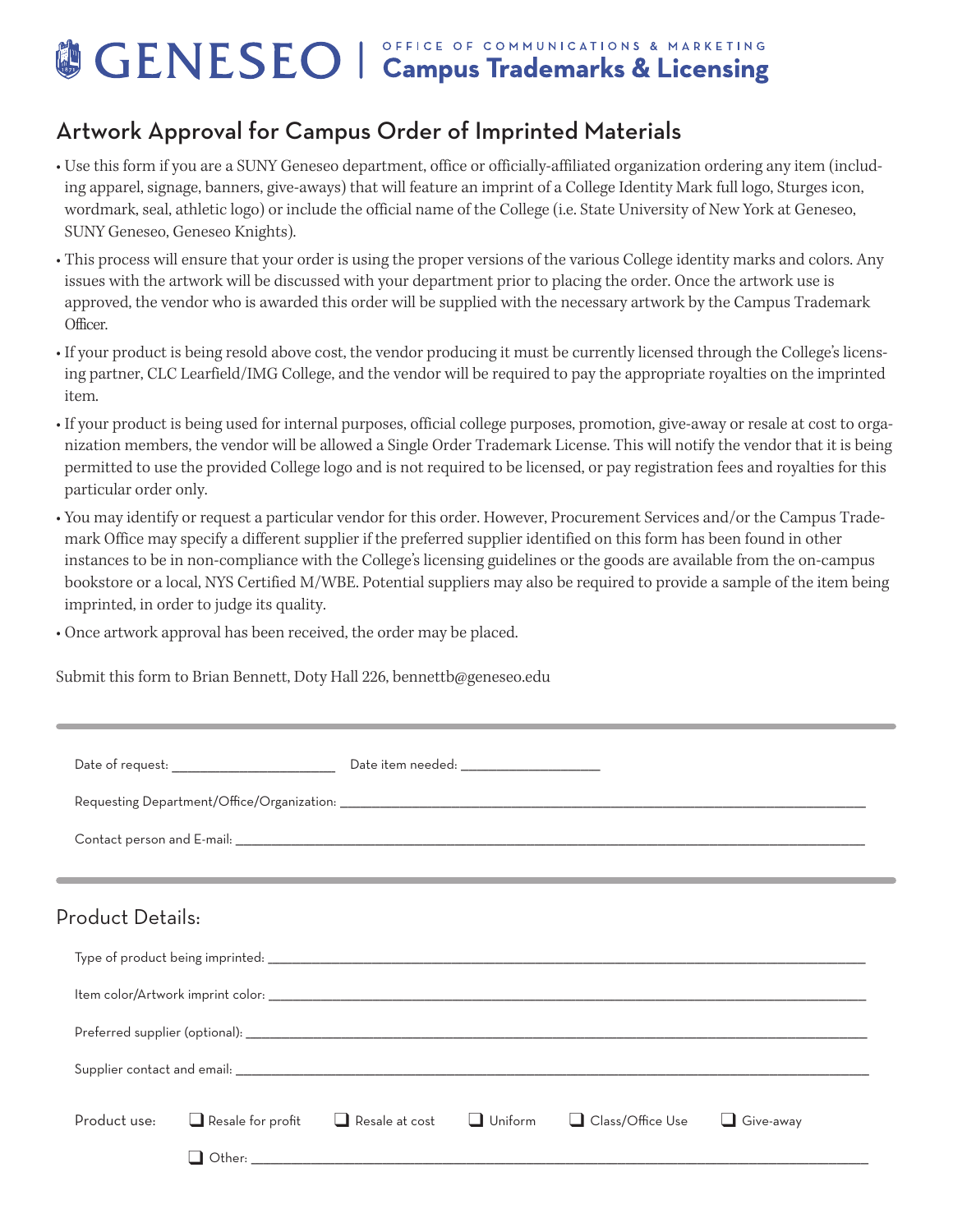# GENESEO | OFFICE OF COMMUNICATIONS & MARKETING Campus Trademarks & Licensing

## Artwork Approval for Campus Order of Imprinted Materials

- Use this form if you are a SUNY Geneseo department, office or officially-affiliated organization ordering any item (including apparel, signage, banners, give-aways) that will feature an imprint of a College Identity Mark full logo, Sturges icon, wordmark, seal, athletic logo) or include the official name of the College (i.e. State University of New York at Geneseo, SUNY Geneseo, Geneseo Knights).
- This process will ensure that your order is using the proper versions of the various College identity marks and colors. Any issues with the artwork will be discussed with your department prior to placing the order. Once the artwork use is approved, the vendor who is awarded this order will be supplied with the necessary artwork by the Campus Trademark Officer.
- If your product is being resold above cost, the vendor producing it must be currently licensed through the College's licensing partner, CLC Learfield/IMG College, and the vendor will be required to pay the appropriate royalties on the imprinted item.
- If your product is being used for internal purposes, official college purposes, promotion, give-away or resale at cost to organization members, the vendor will be allowed a Single Order Trademark License. This will notify the vendor that it is being permitted to use the provided College logo and is not required to be licensed, or pay registration fees and royalties for this particular order only.
- You may identify or request a particular vendor for this order. However, Procurement Services and/or the Campus Trademark Office may specify a different supplier if the preferred supplier identified on this form has been found in other instances to be in non-compliance with the College's licensing guidelines or the goods are available from the on-campus bookstore or a local, NYS Certified M/WBE. Potential suppliers may also be required to provide a sample of the item being imprinted, in order to judge its quality.
- Once artwork approval has been received, the order may be placed.

Submit this form to Brian Bennett, Doty Hall 226, bennettb@geneseo.edu

---

Date of request: ______________________ Date item needed: ___________________

Requesting Department/Office/Organization: ____________________________________________

Contact person and E-mail: ____________________________________________

---

## Product Details:

Type of product being imprinted: ____________________________________________

Item color/Artwork imprint color: ____________________________________________

Preferred supplier (optional): ____________________________________________

Supplier contact and email: ____________________________________________

Product use: ☐ Resale for profit ☐ Resale at cost ☐ Uniform ☐ Class/Office Use ☐ Give-away

☐ Other: ____________________________________________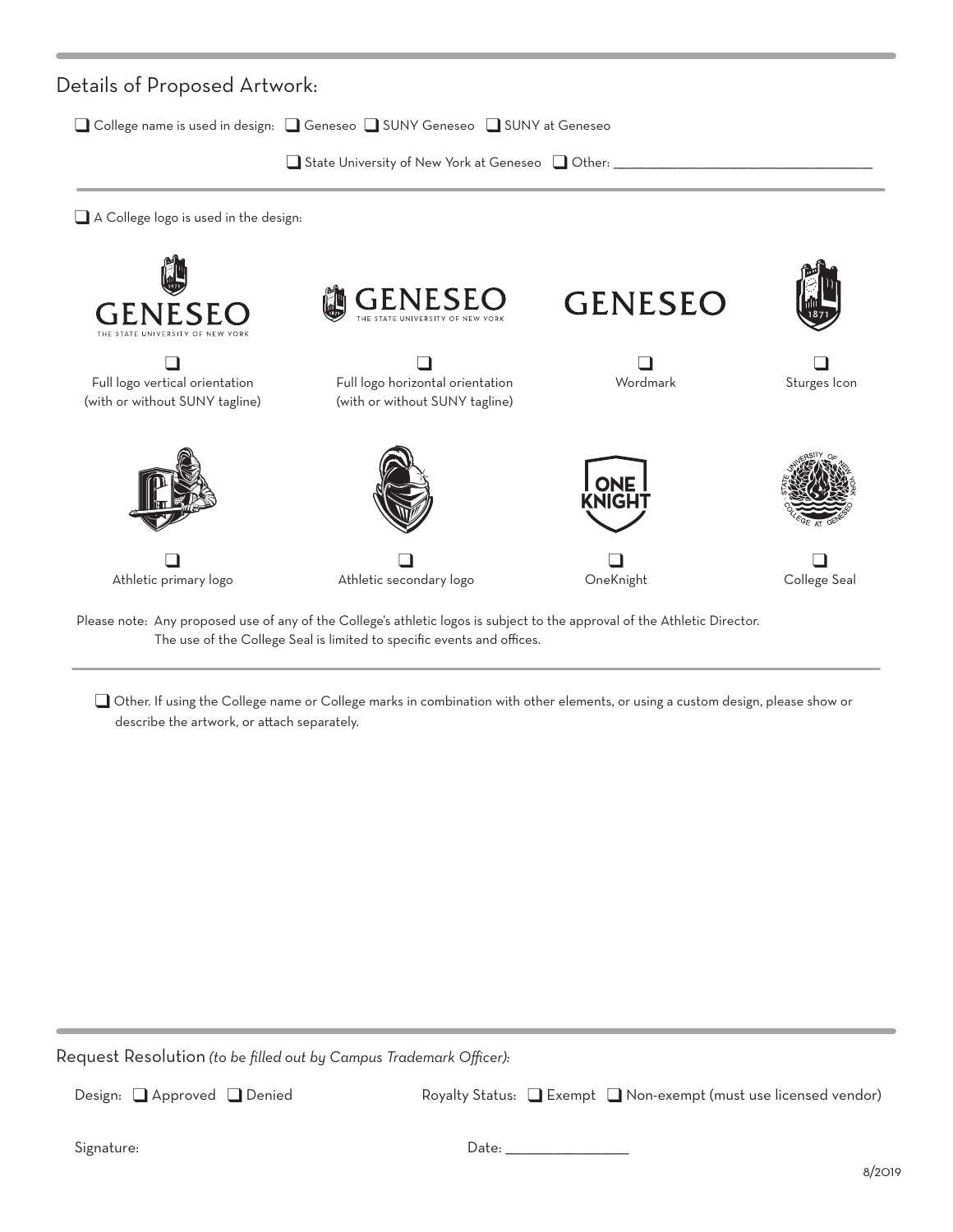## Details of Proposed Artwork:

❑ College name is used in design: ❑ Geneseo ❑ SUNY Geneseo ❑ SUNY at Geneseo

❑ State University of New York at Geneseo ❑ Other: ___________________________________

❑ A College logo is used in the design:

GENESEO
THE STATE UNIVERSITY OF NEW YORK

❑
Full logo vertical orientation
(with or without SUNY tagline)

GENESEO
THE STATE UNIVERSITY OF NEW YORK

❑
Full logo horizontal orientation
(with or without SUNY tagline)

GENESEO

❑
Wordmark

1871

❑
Sturges Icon

❑
Athletic primary logo

❑
Athletic secondary logo

ONE KNIGHT

❑
OneKnight

STATE UNIVERSITY OF NEW YORK COLLEGE AT GENESEO

❑
College Seal

Please note: Any proposed use of any of the College's athletic logos is subject to the approval of the Athletic Director.
The use of the College Seal is limited to specific events and offices.

❑ Other. If using the College name or College marks in combination with other elements, or using a custom design, please show or describe the artwork, or attach separately.

## Request Resolution *(to be filled out by Campus Trademark Officer):*

Design: ❑ Approved ❑ Denied

Royalty Status: ❑ Exempt ❑ Non-exempt (must use licensed vendor)

Signature:

Date: _______________

8/2019